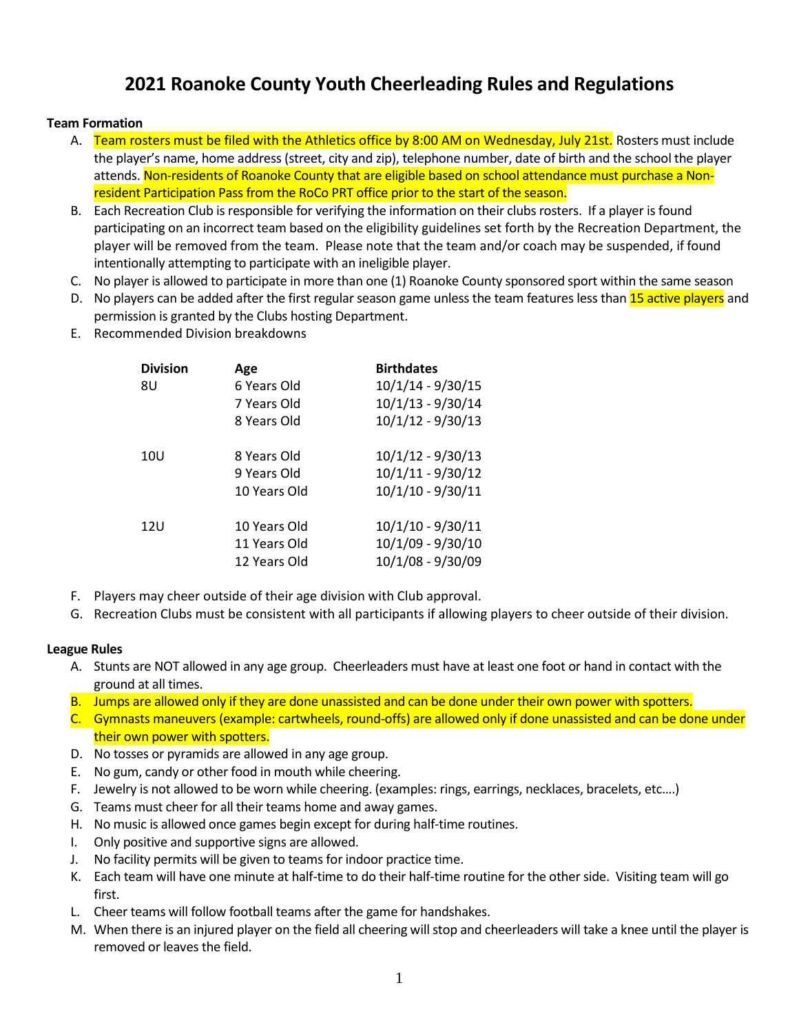# 2021 Roanoke County Youth Cheerleading Rules and Regulations

**Team Formation**

A. Team rosters must be filed with the Athletics office by 8:00 AM on Wednesday, July 21st. Rosters must include the player's name, home address (street, city and zip), telephone number, date of birth and the school the player attends. Non-residents of Roanoke County that are eligible based on school attendance must purchase a Non-resident Participation Pass from the RoCo PRT office prior to the start of the season.

B. Each Recreation Club is responsible for verifying the information on their clubs rosters. If a player is found participating on an incorrect team based on the eligibility guidelines set forth by the Recreation Department, the player will be removed from the team. Please note that the team and/or coach may be suspended, if found intentionally attempting to participate with an ineligible player.

C. No player is allowed to participate in more than one (1) Roanoke County sponsored sport within the same season

D. No players can be added after the first regular season game unless the team features less than 15 active players and permission is granted by the Clubs hosting Department.

E. Recommended Division breakdowns

| Division | Age | Birthdates |
|---|---|---|
| 8U | 6 Years Old | 10/1/14 - 9/30/15 |
| | 7 Years Old | 10/1/13 - 9/30/14 |
| | 8 Years Old | 10/1/12 - 9/30/13 |
| 10U | 8 Years Old | 10/1/12 - 9/30/13 |
| | 9 Years Old | 10/1/11 - 9/30/12 |
| | 10 Years Old | 10/1/10 - 9/30/11 |
| 12U | 10 Years Old | 10/1/10 - 9/30/11 |
| | 11 Years Old | 10/1/09 - 9/30/10 |
| | 12 Years Old | 10/1/08 - 9/30/09 |

F. Players may cheer outside of their age division with Club approval.

G. Recreation Clubs must be consistent with all participants if allowing players to cheer outside of their division.

**League Rules**

A. Stunts are NOT allowed in any age group. Cheerleaders must have at least one foot or hand in contact with the ground at all times.

B. Jumps are allowed only if they are done unassisted and can be done under their own power with spotters.

C. Gymnasts maneuvers (example: cartwheels, round-offs) are allowed only if done unassisted and can be done under their own power with spotters.

D. No tosses or pyramids are allowed in any age group.

E. No gum, candy or other food in mouth while cheering.

F. Jewelry is not allowed to be worn while cheering. (examples: rings, earrings, necklaces, bracelets, etc.…)

G. Teams must cheer for all their teams home and away games.

H. No music is allowed once games begin except for during half-time routines.

I. Only positive and supportive signs are allowed.

J. No facility permits will be given to teams for indoor practice time.

K. Each team will have one minute at half-time to do their half-time routine for the other side. Visiting team will go first.

L. Cheer teams will follow football teams after the game for handshakes.

M. When there is an injured player on the field all cheering will stop and cheerleaders will take a knee until the player is removed or leaves the field.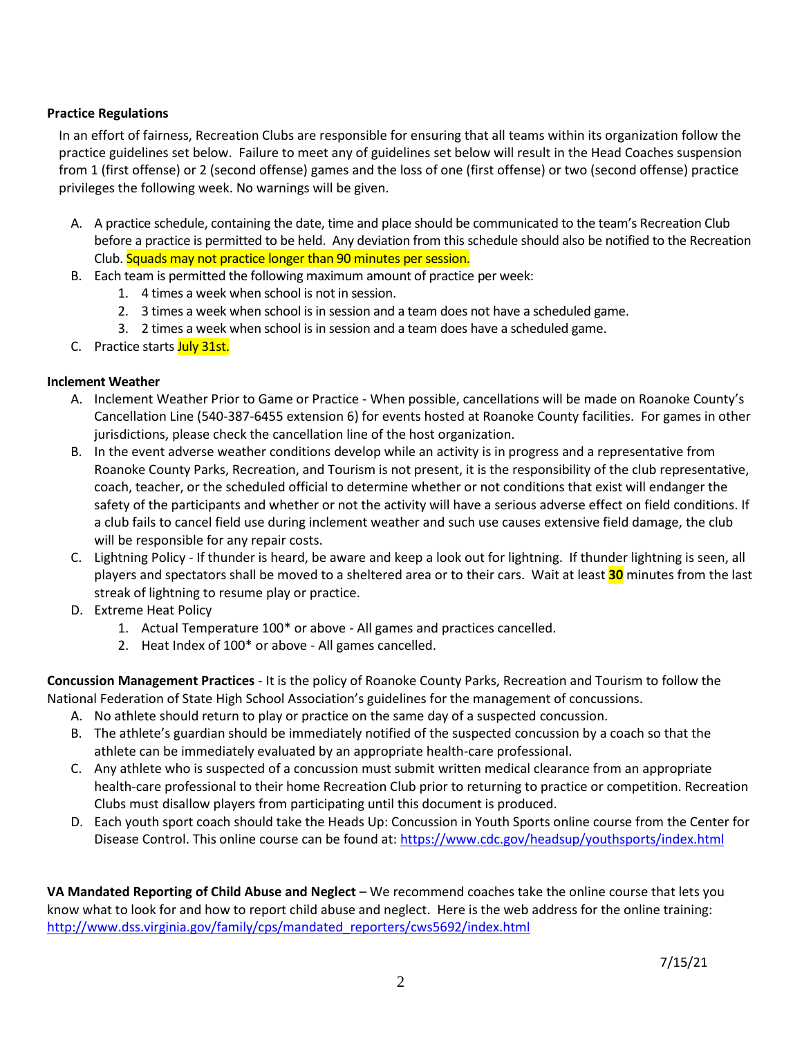**Practice Regulations**

In an effort of fairness, Recreation Clubs are responsible for ensuring that all teams within its organization follow the practice guidelines set below. Failure to meet any of guidelines set below will result in the Head Coaches suspension from 1 (first offense) or 2 (second offense) games and the loss of one (first offense) or two (second offense) practice privileges the following week. No warnings will be given.

A. A practice schedule, containing the date, time and place should be communicated to the team's Recreation Club before a practice is permitted to be held. Any deviation from this schedule should also be notified to the Recreation Club. Squads may not practice longer than 90 minutes per session.
B. Each team is permitted the following maximum amount of practice per week:
   1. 4 times a week when school is not in session.
   2. 3 times a week when school is in session and a team does not have a scheduled game.
   3. 2 times a week when school is in session and a team does have a scheduled game.
C. Practice starts July 31st.

**Inclement Weather**

A. Inclement Weather Prior to Game or Practice - When possible, cancellations will be made on Roanoke County's Cancellation Line (540-387-6455 extension 6) for events hosted at Roanoke County facilities. For games in other jurisdictions, please check the cancellation line of the host organization.
B. In the event adverse weather conditions develop while an activity is in progress and a representative from Roanoke County Parks, Recreation, and Tourism is not present, it is the responsibility of the club representative, coach, teacher, or the scheduled official to determine whether or not conditions that exist will endanger the safety of the participants and whether or not the activity will have a serious adverse effect on field conditions. If a club fails to cancel field use during inclement weather and such use causes extensive field damage, the club will be responsible for any repair costs.
C. Lightning Policy - If thunder is heard, be aware and keep a look out for lightning. If thunder lightning is seen, all players and spectators shall be moved to a sheltered area or to their cars. Wait at least **30** minutes from the last streak of lightning to resume play or practice.
D. Extreme Heat Policy
   1. Actual Temperature 100* or above - All games and practices cancelled.
   2. Heat Index of 100* or above - All games cancelled.

**Concussion Management Practices** - It is the policy of Roanoke County Parks, Recreation and Tourism to follow the National Federation of State High School Association's guidelines for the management of concussions.

A. No athlete should return to play or practice on the same day of a suspected concussion.
B. The athlete's guardian should be immediately notified of the suspected concussion by a coach so that the athlete can be immediately evaluated by an appropriate health-care professional.
C. Any athlete who is suspected of a concussion must submit written medical clearance from an appropriate health-care professional to their home Recreation Club prior to returning to practice or competition. Recreation Clubs must disallow players from participating until this document is produced.
D. Each youth sport coach should take the Heads Up: Concussion in Youth Sports online course from the Center for Disease Control. This online course can be found at: https://www.cdc.gov/headsup/youthsports/index.html

**VA Mandated Reporting of Child Abuse and Neglect** – We recommend coaches take the online course that lets you know what to look for and how to report child abuse and neglect. Here is the web address for the online training: http://www.dss.virginia.gov/family/cps/mandated_reporters/cws5692/index.html

7/15/21